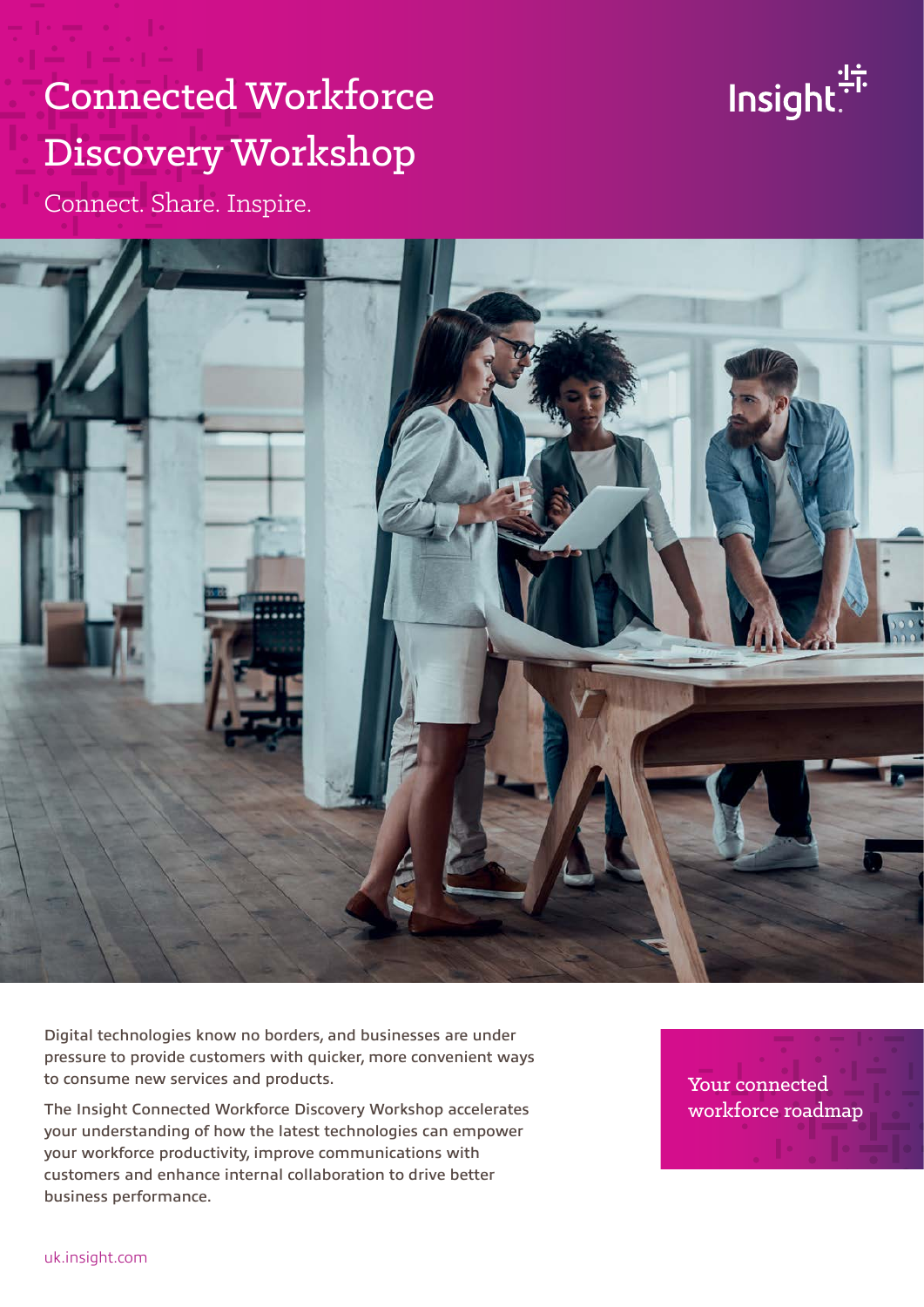# Connected Workforce Discovery Workshop

Connect. Share. Inspire.

Insight.

Digital technologies know no borders, and businesses are under pressure to provide customers with quicker, more convenient ways to consume new services and products.

The Insight Connected Workforce Discovery Workshop accelerates your understanding of how the latest technologies can empower your workforce productivity, improve communications with customers and enhance internal collaboration to drive better business performance.

Your connected workforce roadmap

uk.insight.com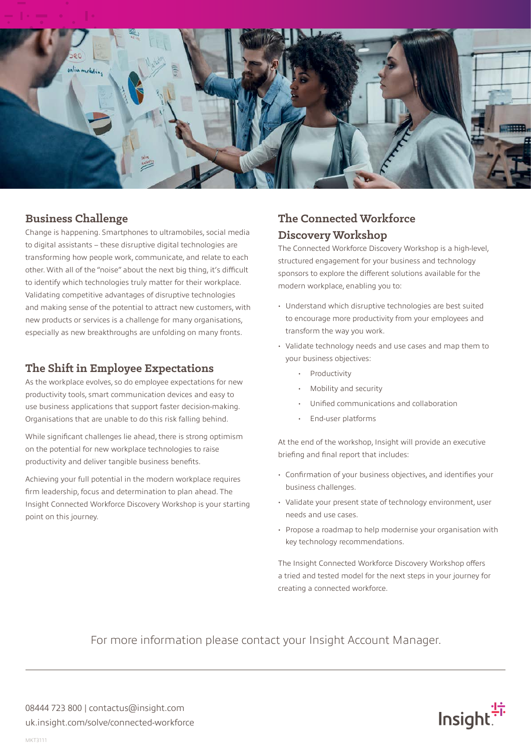## Business Challenge

Change is happening. Smartphones to ultramobiles, social media to digital assistants – these disruptive digital technologies are transforming how people work, communicate, and relate to each other. With all of the "noise" about the next big thing, it's difficult to identify which technologies truly matter for their workplace. Validating competitive advantages of disruptive technologies and making sense of the potential to attract new customers, with new products or services is a challenge for many organisations, especially as new breakthroughs are unfolding on many fronts.

## The Shift in Employee Expectations

As the workplace evolves, so do employee expectations for new productivity tools, smart communication devices and easy to use business applications that support faster decision-making. Organisations that are unable to do this risk falling behind.

While significant challenges lie ahead, there is strong optimism on the potential for new workplace technologies to raise productivity and deliver tangible business benefits.

Achieving your full potential in the modern workplace requires firm leadership, focus and determination to plan ahead. The Insight Connected Workforce Discovery Workshop is your starting point on this journey.

## The Connected Workforce Discovery Workshop

The Connected Workforce Discovery Workshop is a high-level, structured engagement for your business and technology sponsors to explore the different solutions available for the modern workplace, enabling you to:

- Understand which disruptive technologies are best suited to encourage more productivity from your employees and transform the way you work.
- Validate technology needs and use cases and map them to your business objectives:
  - Productivity
  - Mobility and security
  - Unified communications and collaboration
  - End-user platforms

At the end of the workshop, Insight will provide an executive briefing and final report that includes:

- Confirmation of your business objectives, and identifies your business challenges.
- Validate your present state of technology environment, user needs and use cases.
- Propose a roadmap to help modernise your organisation with key technology recommendations.

The Insight Connected Workforce Discovery Workshop offers a tried and tested model for the next steps in your journey for creating a connected workforce.

For more information please contact your Insight Account Manager.

08444 723 800 | contactus@insight.com
uk.insight.com/solve/connected-workforce

MKT3111